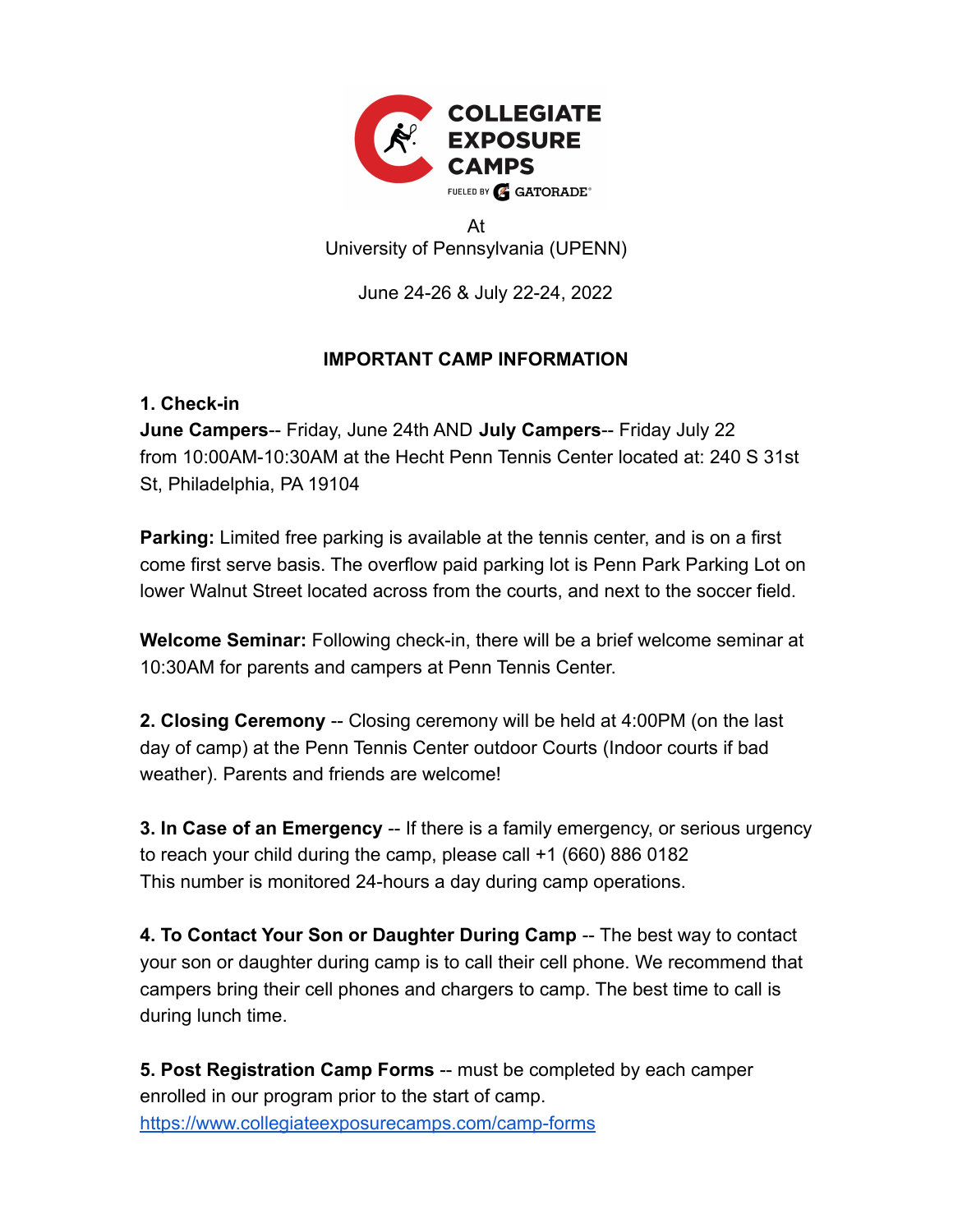# COLLEGIATE EXPOSURE CAMPS

FUELED BY GATORADE

At
University of Pennsylvania (UPENN)

June 24-26 & July 22-24, 2022

## IMPORTANT CAMP INFORMATION

**1. Check-in**
**June Campers**-- Friday, June 24th AND **July Campers**-- Friday July 22 from 10:00AM-10:30AM at the Hecht Penn Tennis Center located at: 240 S 31st St, Philadelphia, PA 19104

**Parking:** Limited free parking is available at the tennis center, and is on a first come first serve basis. The overflow paid parking lot is Penn Park Parking Lot on lower Walnut Street located across from the courts, and next to the soccer field.

**Welcome Seminar:** Following check-in, there will be a brief welcome seminar at 10:30AM for parents and campers at Penn Tennis Center.

**2. Closing Ceremony** -- Closing ceremony will be held at 4:00PM (on the last day of camp) at the Penn Tennis Center outdoor Courts (Indoor courts if bad weather). Parents and friends are welcome!

**3. In Case of an Emergency** -- If there is a family emergency, or serious urgency to reach your child during the camp, please call +1 (660) 886 0182
This number is monitored 24-hours a day during camp operations.

**4. To Contact Your Son or Daughter During Camp** -- The best way to contact your son or daughter during camp is to call their cell phone. We recommend that campers bring their cell phones and chargers to camp. The best time to call is during lunch time.

**5. Post Registration Camp Forms** -- must be completed by each camper enrolled in our program prior to the start of camp.
[https://www.collegiateexposurecamps.com/camp-forms](https://www.collegiateexposurecamps.com/camp-forms)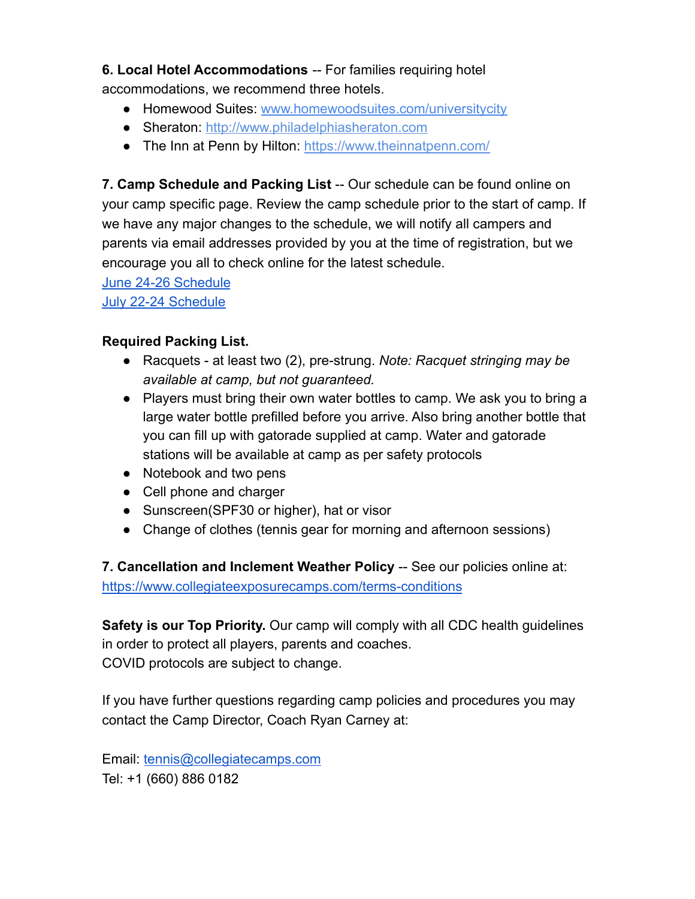**6. Local Hotel Accommodations** -- For families requiring hotel accommodations, we recommend three hotels.

- Homewood Suites: [www.homewoodsuites.com/universitycity](www.homewoodsuites.com/universitycity)
- Sheraton: [http://www.philadelphiasheraton.com](http://www.philadelphiasheraton.com)
- The Inn at Penn by Hilton: [https://www.theinnatpenn.com/](https://www.theinnatpenn.com/)

**7. Camp Schedule and Packing List** -- Our schedule can be found online on your camp specific page. Review the camp schedule prior to the start of camp. If we have any major changes to the schedule, we will notify all campers and parents via email addresses provided by you at the time of registration, but we encourage you all to check online for the latest schedule.

June 24-26 Schedule
July 22-24 Schedule

**Required Packing List.**

- Racquets - at least two (2), pre-strung. *Note: Racquet stringing may be available at camp, but not guaranteed.*
- Players must bring their own water bottles to camp. We ask you to bring a large water bottle prefilled before you arrive. Also bring another bottle that you can fill up with gatorade supplied at camp. Water and gatorade stations will be available at camp as per safety protocols
- Notebook and two pens
- Cell phone and charger
- Sunscreen(SPF30 or higher), hat or visor
- Change of clothes (tennis gear for morning and afternoon sessions)

**7. Cancellation and Inclement Weather Policy** -- See our policies online at: [https://www.collegiateexposurecamps.com/terms-conditions](https://www.collegiateexposurecamps.com/terms-conditions)

**Safety is our Top Priority.** Our camp will comply with all CDC health guidelines in order to protect all players, parents and coaches.
COVID protocols are subject to change.

If you have further questions regarding camp policies and procedures you may contact the Camp Director, Coach Ryan Carney at:

Email: [tennis@collegiatecamps.com](mailto:tennis@collegiatecamps.com)
Tel: +1 (660) 886 0182